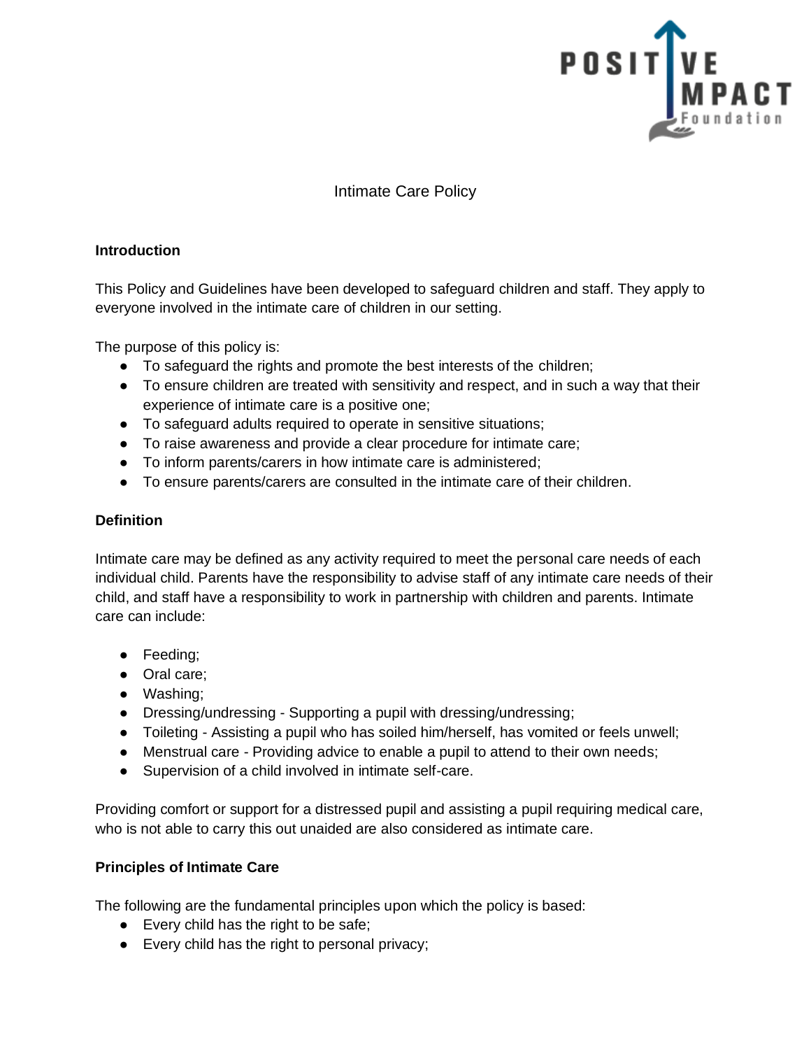# Intimate Care Policy

## Introduction

This Policy and Guidelines have been developed to safeguard children and staff. They apply to everyone involved in the intimate care of children in our setting.

The purpose of this policy is:

- To safeguard the rights and promote the best interests of the children;
- To ensure children are treated with sensitivity and respect, and in such a way that their experience of intimate care is a positive one;
- To safeguard adults required to operate in sensitive situations;
- To raise awareness and provide a clear procedure for intimate care;
- To inform parents/carers in how intimate care is administered;
- To ensure parents/carers are consulted in the intimate care of their children.

## Definition

Intimate care may be defined as any activity required to meet the personal care needs of each individual child. Parents have the responsibility to advise staff of any intimate care needs of their child, and staff have a responsibility to work in partnership with children and parents. Intimate care can include:

- Feeding;
- Oral care;
- Washing;
- Dressing/undressing - Supporting a pupil with dressing/undressing;
- Toileting - Assisting a pupil who has soiled him/herself, has vomited or feels unwell;
- Menstrual care - Providing advice to enable a pupil to attend to their own needs;
- Supervision of a child involved in intimate self-care.

Providing comfort or support for a distressed pupil and assisting a pupil requiring medical care, who is not able to carry this out unaided are also considered as intimate care.

## Principles of Intimate Care

The following are the fundamental principles upon which the policy is based:

- Every child has the right to be safe;
- Every child has the right to personal privacy;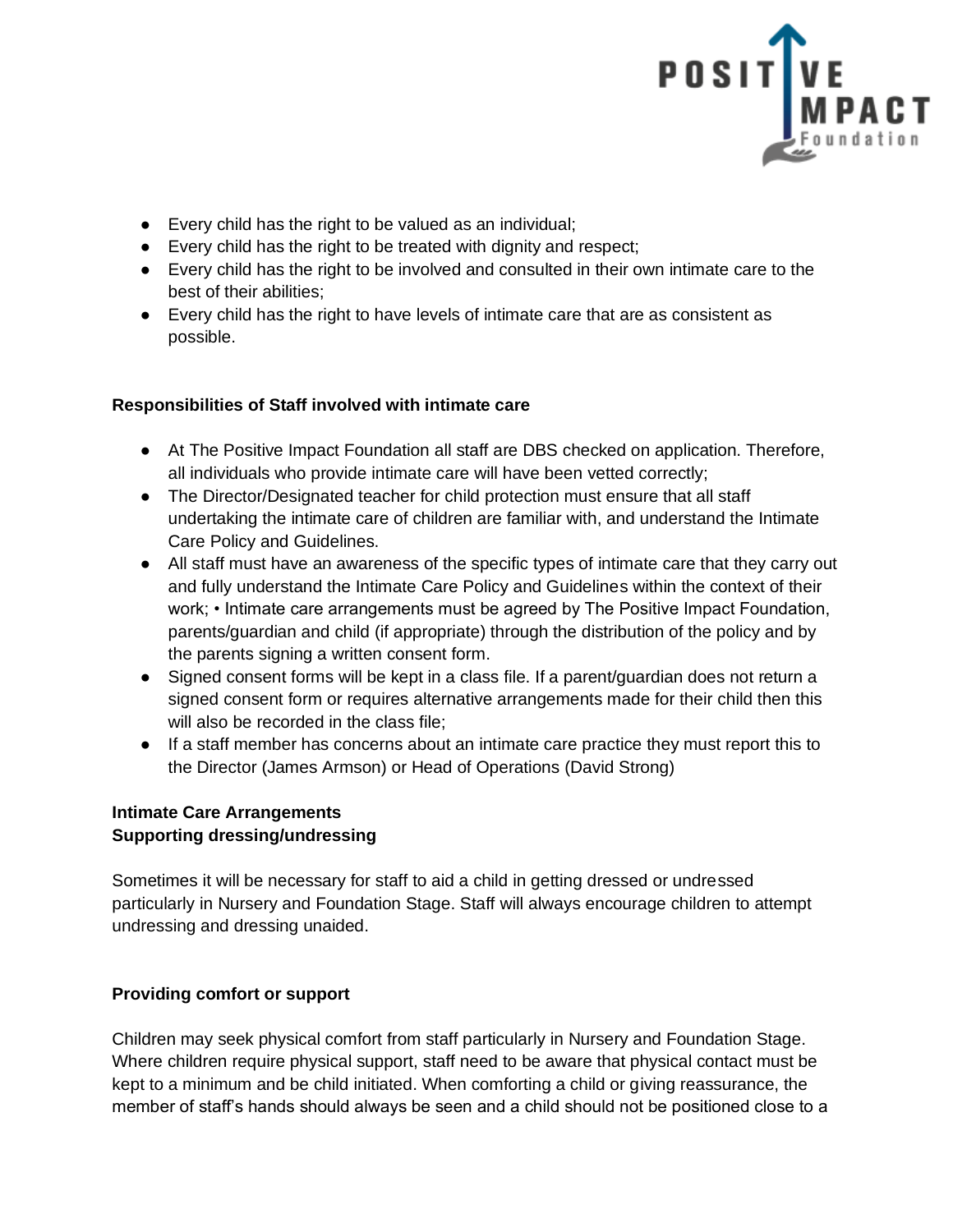- Every child has the right to be valued as an individual;
- Every child has the right to be treated with dignity and respect;
- Every child has the right to be involved and consulted in their own intimate care to the best of their abilities;
- Every child has the right to have levels of intimate care that are as consistent as possible.

**Responsibilities of Staff involved with intimate care**

- At The Positive Impact Foundation all staff are DBS checked on application. Therefore, all individuals who provide intimate care will have been vetted correctly;
- The Director/Designated teacher for child protection must ensure that all staff undertaking the intimate care of children are familiar with, and understand the Intimate Care Policy and Guidelines.
- All staff must have an awareness of the specific types of intimate care that they carry out and fully understand the Intimate Care Policy and Guidelines within the context of their work; • Intimate care arrangements must be agreed by The Positive Impact Foundation, parents/guardian and child (if appropriate) through the distribution of the policy and by the parents signing a written consent form.
- Signed consent forms will be kept in a class file. If a parent/guardian does not return a signed consent form or requires alternative arrangements made for their child then this will also be recorded in the class file;
- If a staff member has concerns about an intimate care practice they must report this to the Director (James Armson) or Head of Operations (David Strong)

**Intimate Care Arrangements**
**Supporting dressing/undressing**

Sometimes it will be necessary for staff to aid a child in getting dressed or undressed particularly in Nursery and Foundation Stage. Staff will always encourage children to attempt undressing and dressing unaided.

**Providing comfort or support**

Children may seek physical comfort from staff particularly in Nursery and Foundation Stage. Where children require physical support, staff need to be aware that physical contact must be kept to a minimum and be child initiated. When comforting a child or giving reassurance, the member of staff's hands should always be seen and a child should not be positioned close to a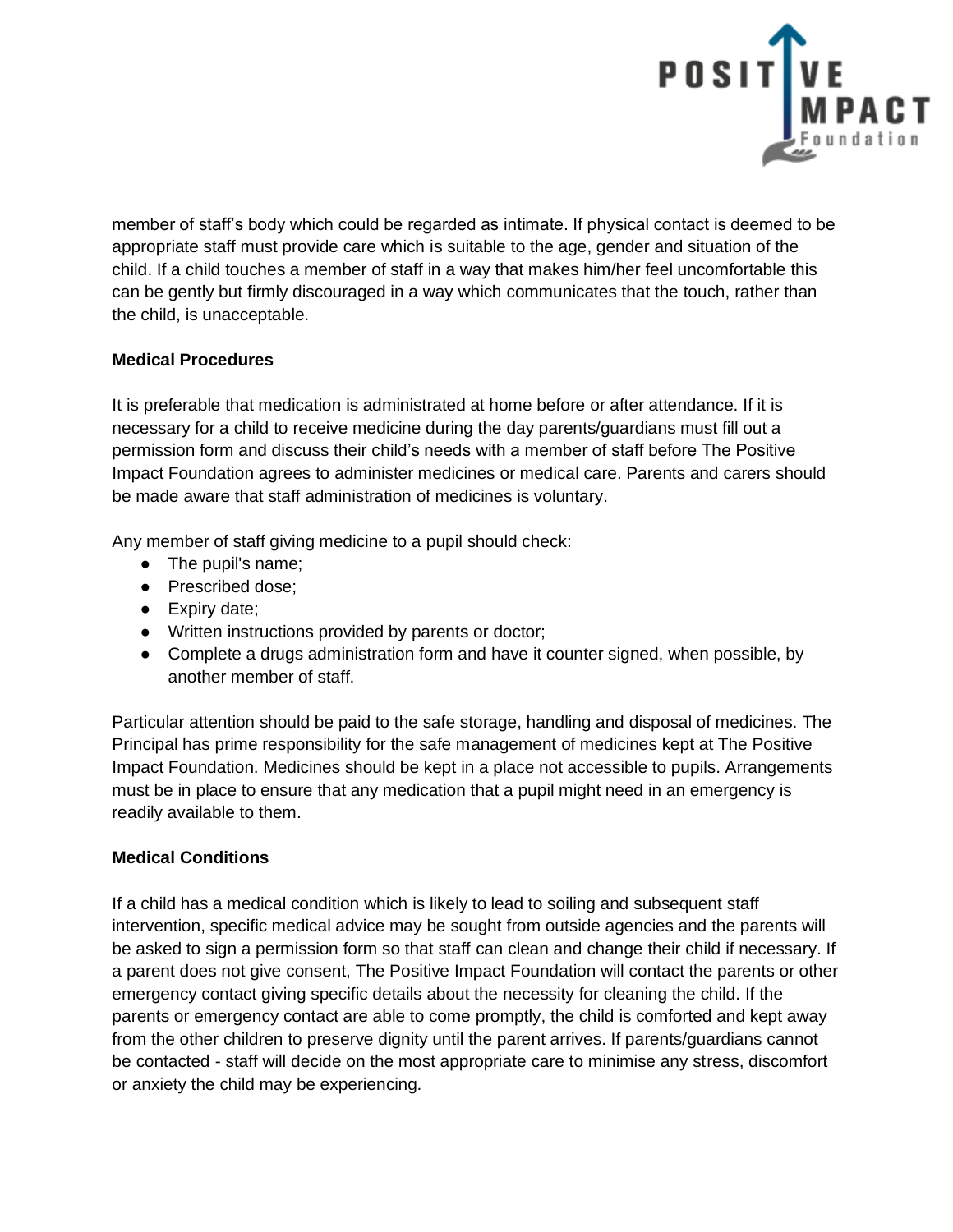member of staff's body which could be regarded as intimate. If physical contact is deemed to be appropriate staff must provide care which is suitable to the age, gender and situation of the child. If a child touches a member of staff in a way that makes him/her feel uncomfortable this can be gently but firmly discouraged in a way which communicates that the touch, rather than the child, is unacceptable.

**Medical Procedures**

It is preferable that medication is administrated at home before or after attendance. If it is necessary for a child to receive medicine during the day parents/guardians must fill out a permission form and discuss their child's needs with a member of staff before The Positive Impact Foundation agrees to administer medicines or medical care. Parents and carers should be made aware that staff administration of medicines is voluntary.

Any member of staff giving medicine to a pupil should check:

- The pupil's name;
- Prescribed dose;
- Expiry date;
- Written instructions provided by parents or doctor;
- Complete a drugs administration form and have it counter signed, when possible, by another member of staff.

Particular attention should be paid to the safe storage, handling and disposal of medicines. The Principal has prime responsibility for the safe management of medicines kept at The Positive Impact Foundation. Medicines should be kept in a place not accessible to pupils. Arrangements must be in place to ensure that any medication that a pupil might need in an emergency is readily available to them.

**Medical Conditions**

If a child has a medical condition which is likely to lead to soiling and subsequent staff intervention, specific medical advice may be sought from outside agencies and the parents will be asked to sign a permission form so that staff can clean and change their child if necessary. If a parent does not give consent, The Positive Impact Foundation will contact the parents or other emergency contact giving specific details about the necessity for cleaning the child. If the parents or emergency contact are able to come promptly, the child is comforted and kept away from the other children to preserve dignity until the parent arrives. If parents/guardians cannot be contacted - staff will decide on the most appropriate care to minimise any stress, discomfort or anxiety the child may be experiencing.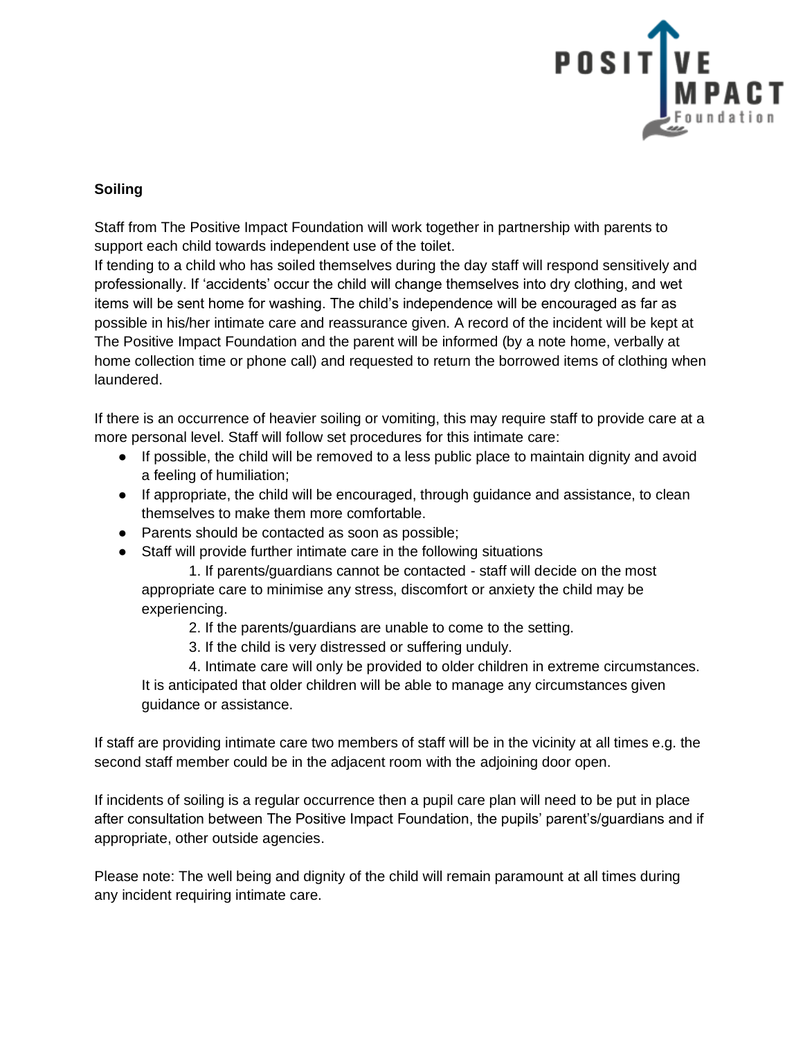**Soiling**

Staff from The Positive Impact Foundation will work together in partnership with parents to support each child towards independent use of the toilet.
If tending to a child who has soiled themselves during the day staff will respond sensitively and professionally. If 'accidents' occur the child will change themselves into dry clothing, and wet items will be sent home for washing. The child's independence will be encouraged as far as possible in his/her intimate care and reassurance given. A record of the incident will be kept at The Positive Impact Foundation and the parent will be informed (by a note home, verbally at home collection time or phone call) and requested to return the borrowed items of clothing when laundered.

If there is an occurrence of heavier soiling or vomiting, this may require staff to provide care at a more personal level. Staff will follow set procedures for this intimate care:

- If possible, the child will be removed to a less public place to maintain dignity and avoid a feeling of humiliation;
- If appropriate, the child will be encouraged, through guidance and assistance, to clean themselves to make them more comfortable.
- Parents should be contacted as soon as possible;
- Staff will provide further intimate care in the following situations
  1. If parents/guardians cannot be contacted - staff will decide on the most appropriate care to minimise any stress, discomfort or anxiety the child may be experiencing.
  2. If the parents/guardians are unable to come to the setting.
  3. If the child is very distressed or suffering unduly.
  4. Intimate care will only be provided to older children in extreme circumstances.

  It is anticipated that older children will be able to manage any circumstances given guidance or assistance.

If staff are providing intimate care two members of staff will be in the vicinity at all times e.g. the second staff member could be in the adjacent room with the adjoining door open.

If incidents of soiling is a regular occurrence then a pupil care plan will need to be put in place after consultation between The Positive Impact Foundation, the pupils' parent's/guardians and if appropriate, other outside agencies.

Please note: The well being and dignity of the child will remain paramount at all times during any incident requiring intimate care.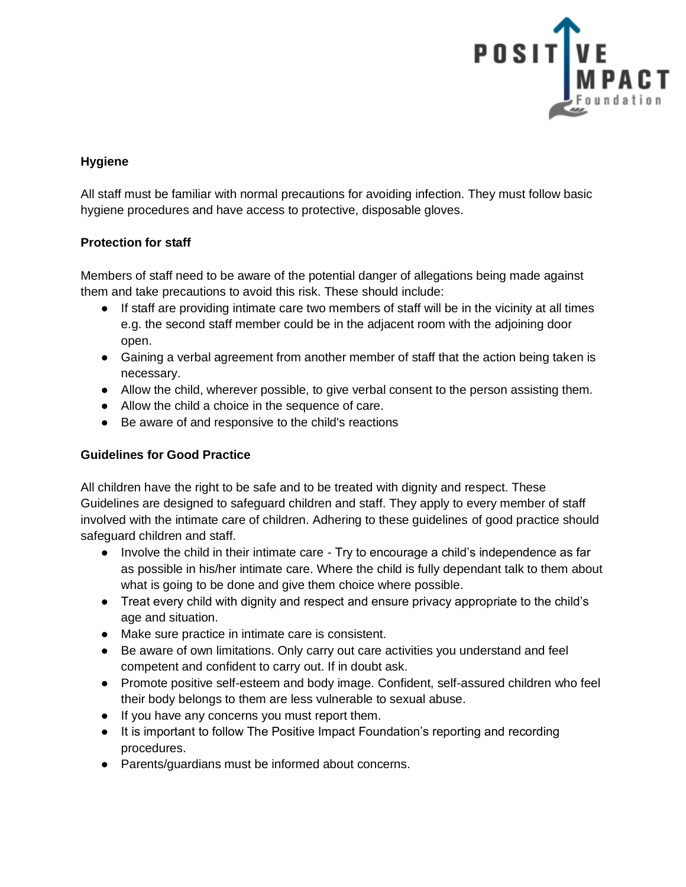**Hygiene**

All staff must be familiar with normal precautions for avoiding infection. They must follow basic hygiene procedures and have access to protective, disposable gloves.

**Protection for staff**

Members of staff need to be aware of the potential danger of allegations being made against them and take precautions to avoid this risk. These should include:

- If staff are providing intimate care two members of staff will be in the vicinity at all times e.g. the second staff member could be in the adjacent room with the adjoining door open.
- Gaining a verbal agreement from another member of staff that the action being taken is necessary.
- Allow the child, wherever possible, to give verbal consent to the person assisting them.
- Allow the child a choice in the sequence of care.
- Be aware of and responsive to the child's reactions

**Guidelines for Good Practice**

All children have the right to be safe and to be treated with dignity and respect. These Guidelines are designed to safeguard children and staff. They apply to every member of staff involved with the intimate care of children. Adhering to these guidelines of good practice should safeguard children and staff.

- Involve the child in their intimate care - Try to encourage a child's independence as far as possible in his/her intimate care. Where the child is fully dependant talk to them about what is going to be done and give them choice where possible.
- Treat every child with dignity and respect and ensure privacy appropriate to the child's age and situation.
- Make sure practice in intimate care is consistent.
- Be aware of own limitations. Only carry out care activities you understand and feel competent and confident to carry out. If in doubt ask.
- Promote positive self-esteem and body image. Confident, self-assured children who feel their body belongs to them are less vulnerable to sexual abuse.
- If you have any concerns you must report them.
- It is important to follow The Positive Impact Foundation's reporting and recording procedures.
- Parents/guardians must be informed about concerns.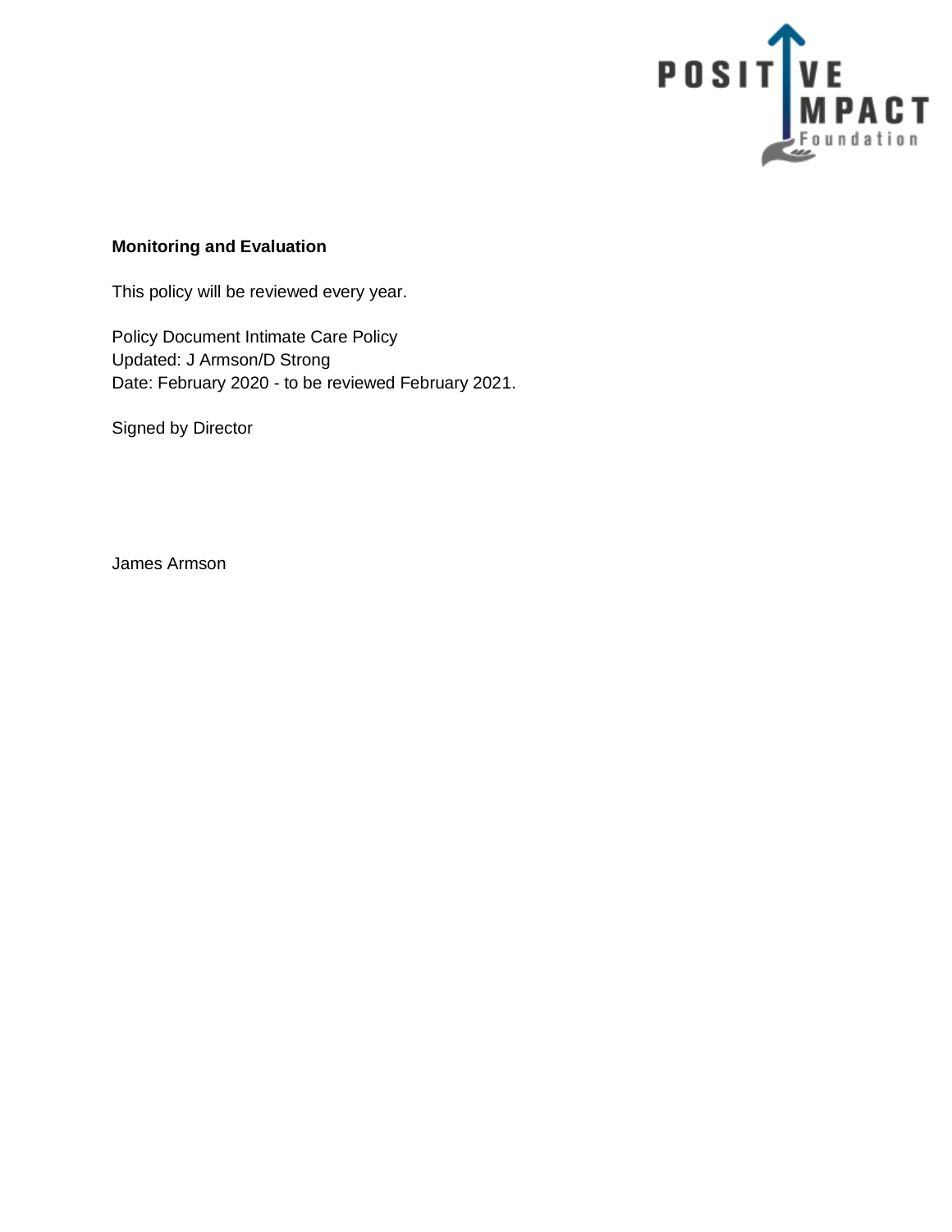**Monitoring and Evaluation**

This policy will be reviewed every year.

Policy Document Intimate Care Policy
Updated: J Armson/D Strong
Date: February 2020 - to be reviewed February 2021.

Signed by Director

James Armson